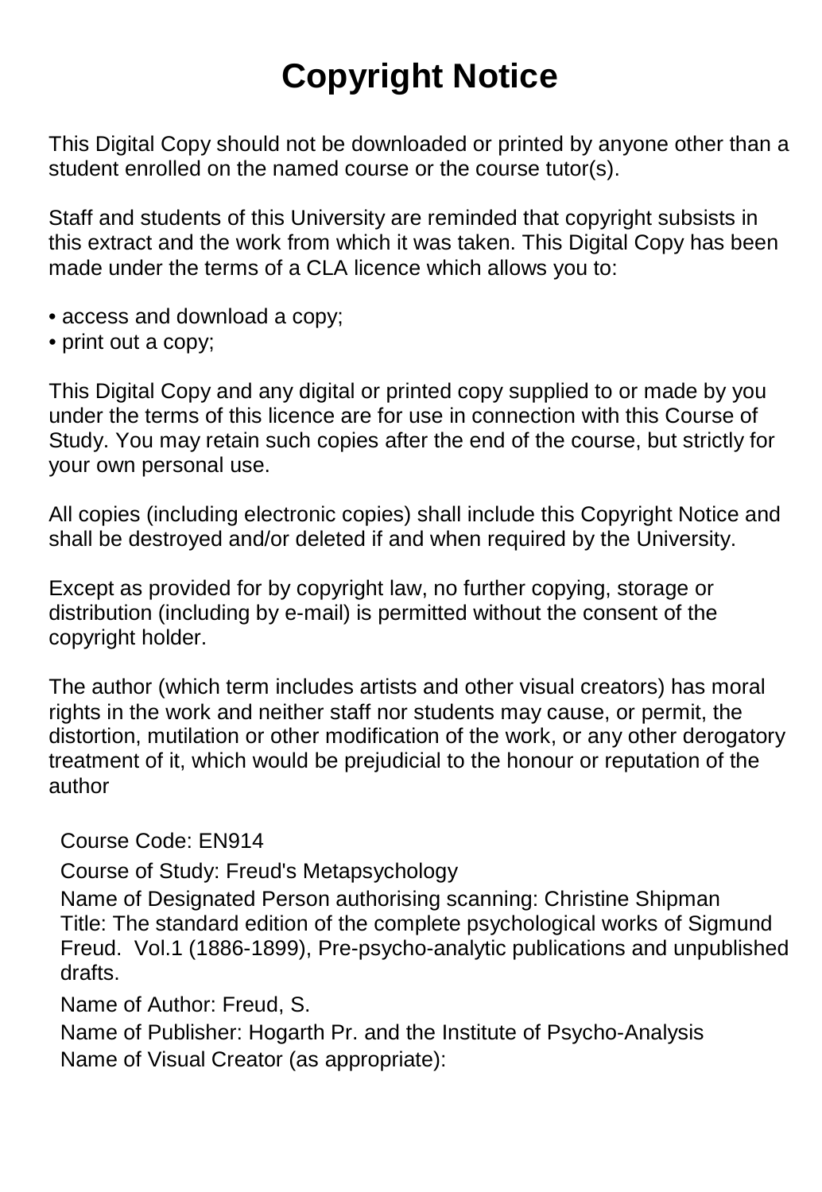# Copyright Notice

This Digital Copy should not be downloaded or printed by anyone other than a student enrolled on the named course or the course tutor(s).

Staff and students of this University are reminded that copyright subsists in this extract and the work from which it was taken. This Digital Copy has been made under the terms of a CLA licence which allows you to:

- access and download a copy;
- print out a copy;

This Digital Copy and any digital or printed copy supplied to or made by you under the terms of this licence are for use in connection with this Course of Study. You may retain such copies after the end of the course, but strictly for your own personal use.

All copies (including electronic copies) shall include this Copyright Notice and shall be destroyed and/or deleted if and when required by the University.

Except as provided for by copyright law, no further copying, storage or distribution (including by e-mail) is permitted without the consent of the copyright holder.

The author (which term includes artists and other visual creators) has moral rights in the work and neither staff nor students may cause, or permit, the distortion, mutilation or other modification of the work, or any other derogatory treatment of it, which would be prejudicial to the honour or reputation of the author

Course Code: EN914

Course of Study: Freud's Metapsychology

Name of Designated Person authorising scanning: Christine Shipman

Title: The standard edition of the complete psychological works of Sigmund Freud. Vol.1 (1886-1899), Pre-psycho-analytic publications and unpublished drafts.

Name of Author: Freud, S.

Name of Publisher: Hogarth Pr. and the Institute of Psycho-Analysis

Name of Visual Creator (as appropriate):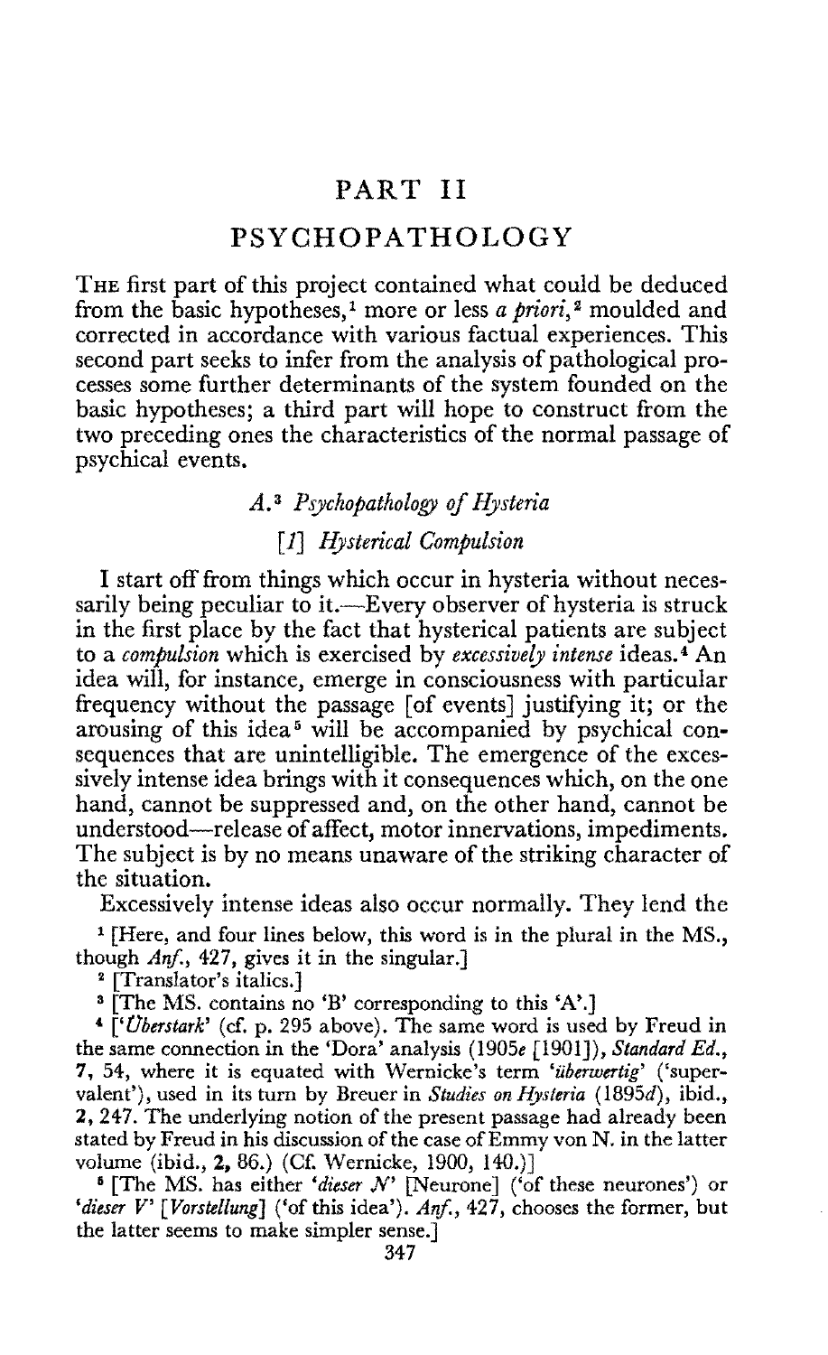# PART II

## PSYCHOPATHOLOGY

The first part of this project contained what could be deduced from the basic hypotheses,[1] more or less *a priori*,[2] moulded and corrected in accordance with various factual experiences. This second part seeks to infer from the analysis of pathological processes some further determinants of the system founded on the basic hypotheses; a third part will hope to construct from the two preceding ones the characteristics of the normal passage of psychical events.

### A.[3] *Psychopathology of Hysteria*

#### [*1*] *Hysterical Compulsion*

I start off from things which occur in hysteria without necessarily being peculiar to it.—Every observer of hysteria is struck in the first place by the fact that hysterical patients are subject to a *compulsion* which is exercised by *excessively intense* ideas.[4] An idea will, for instance, emerge in consciousness with particular frequency without the passage [of events] justifying it; or the arousing of this idea[5] will be accompanied by psychical consequences that are unintelligible. The emergence of the excessively intense idea brings with it consequences which, on the one hand, cannot be suppressed and, on the other hand, cannot be understood—release of affect, motor innervations, impediments. The subject is by no means unaware of the striking character of the situation.

Excessively intense ideas also occur normally. They lend the

---

[1] [Here, and four lines below, this word is in the plural in the MS., though *Anf.*, 427, gives it in the singular.]

[2] [Translator's italics.]

[3] [The MS. contains no 'B' corresponding to this 'A'.]

[4] ['*Überstark*' (cf. p. 295 above). The same word is used by Freud in the same connection in the 'Dora' analysis (1905*e* [1901]), *Standard Ed.*, **7**, 54, where it is equated with Wernicke's term '*überwertig*' ('supervalent'), used in its turn by Breuer in *Studies on Hysteria* (1895*d*), ibid., **2**, 247. The underlying notion of the present passage had already been stated by Freud in his discussion of the case of Emmy von N. in the latter volume (ibid., **2**, 86.) (Cf. Wernicke, 1900, 140.)]

[5] [The MS. has either '*dieser N*' [Neurone] ('of these neurones') or '*dieser V*' [*Vorstellung*] ('of this idea'). *Anf.*, 427, chooses the former, but the latter seems to make simpler sense.]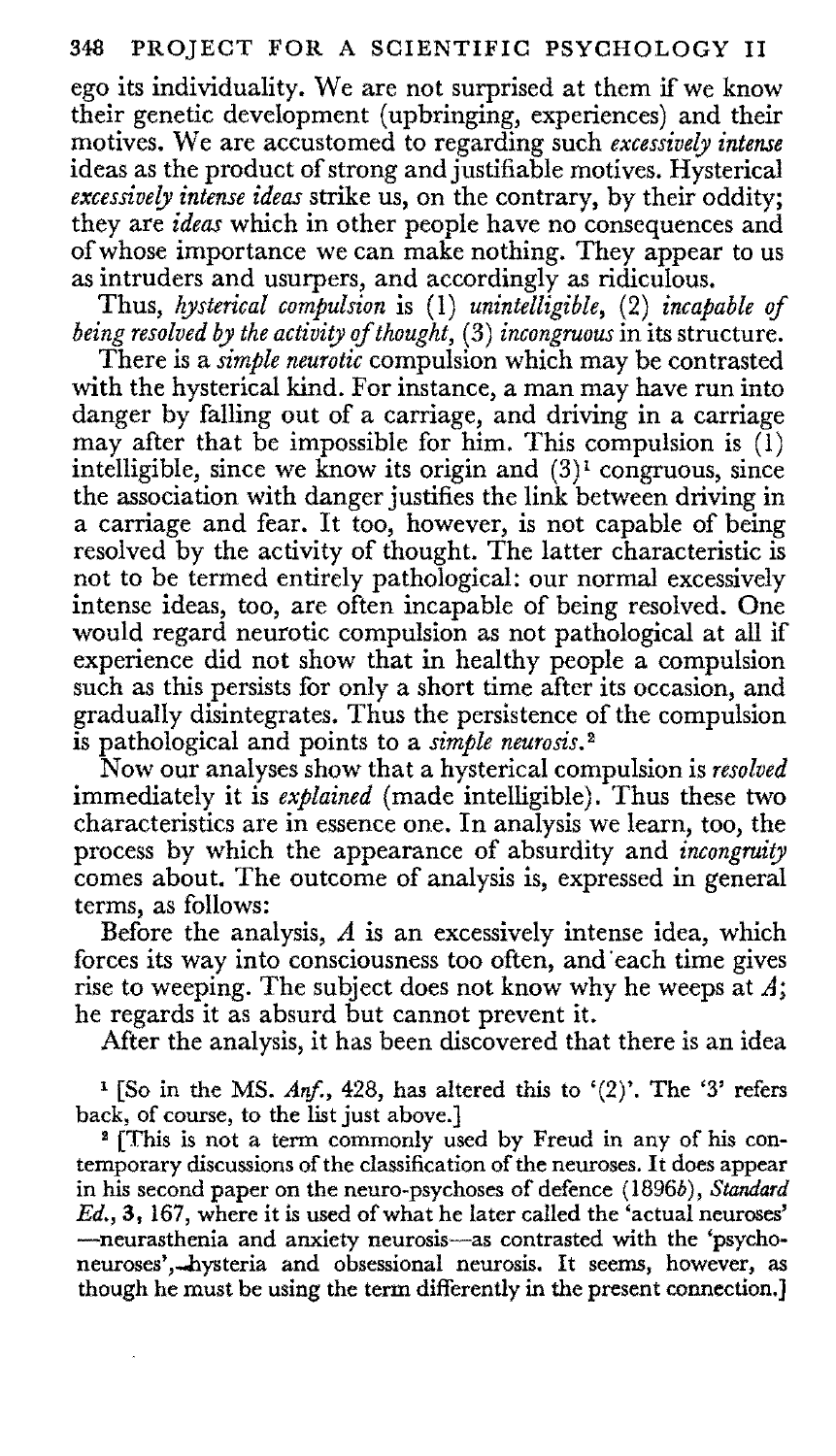ego its individuality. We are not surprised at them if we know their genetic development (upbringing, experiences) and their motives. We are accustomed to regarding such *excessively intense* ideas as the product of strong and justifiable motives. Hysterical *excessively intense ideas* strike us, on the contrary, by their oddity; they are *ideas* which in other people have no consequences and of whose importance we can make nothing. They appear to us as intruders and usurpers, and accordingly as ridiculous.

Thus, *hysterical compulsion* is (1) *unintelligible*, (2) *incapable of being resolved by the activity of thought*, (3) *incongruous* in its structure.

There is a *simple neurotic* compulsion which may be contrasted with the hysterical kind. For instance, a man may have run into danger by falling out of a carriage, and driving in a carriage may after that be impossible for him. This compulsion is (1) intelligible, since we know its origin and (3)[1] congruous, since the association with danger justifies the link between driving in a carriage and fear. It too, however, is not capable of being resolved by the activity of thought. The latter characteristic is not to be termed entirely pathological: our normal excessively intense ideas, too, are often incapable of being resolved. One would regard neurotic compulsion as not pathological at all if experience did not show that in healthy people a compulsion such as this persists for only a short time after its occasion, and gradually disintegrates. Thus the persistence of the compulsion is pathological and points to a *simple neurosis*.[2]

Now our analyses show that a hysterical compulsion is *resolved* immediately it is *explained* (made intelligible). Thus these two characteristics are in essence one. In analysis we learn, too, the process by which the appearance of absurdity and *incongruity* comes about. The outcome of analysis is, expressed in general terms, as follows:

Before the analysis, *A* is an excessively intense idea, which forces its way into consciousness too often, and each time gives rise to weeping. The subject does not know why he weeps at *A*; he regards it as absurd but cannot prevent it.

After the analysis, it has been discovered that there is an idea

[1] [So in the MS. *Anf.*, 428, has altered this to '(2)'. The '3' refers back, of course, to the list just above.]

[2] [This is not a term commonly used by Freud in any of his contemporary discussions of the classification of the neuroses. It does appear in his second paper on the neuro-psychoses of defence (1896*b*), *Standard Ed.*, **3**, 167, where it is used of what he later called the 'actual neuroses'—neurasthenia and anxiety neurosis—as contrasted with the 'psychoneuroses',—hysteria and obsessional neurosis. It seems, however, as though he must be using the term differently in the present connection.]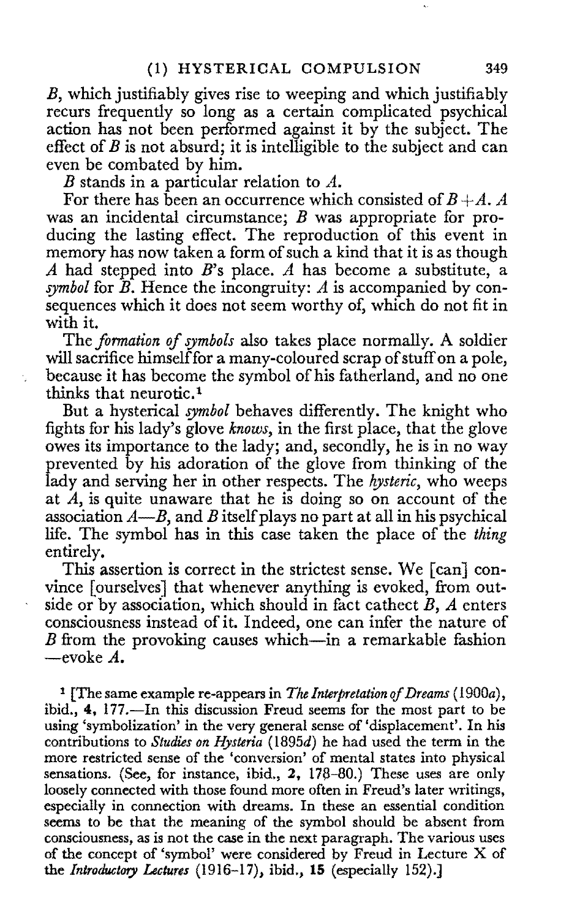*B*, which justifiably gives rise to weeping and which justifiably recurs frequently so long as a certain complicated psychical action has not been performed against it by the subject. The effect of *B* is not absurd; it is intelligible to the subject and can even be combated by him.

*B* stands in a particular relation to *A*.

For there has been an occurrence which consisted of $B + A$. *A* was an incidental circumstance; *B* was appropriate for producing the lasting effect. The reproduction of this event in memory has now taken a form of such a kind that it is as though *A* had stepped into *B*'s place. *A* has become a substitute, a *symbol* for *B*. Hence the incongruity: *A* is accompanied by consequences which it does not seem worthy of, which do not fit in with it.

The *formation of symbols* also takes place normally. A soldier will sacrifice himself for a many-coloured scrap of stuff on a pole, because it has become the symbol of his fatherland, and no one thinks that neurotic.[1]

But a hysterical *symbol* behaves differently. The knight who fights for his lady's glove *knows*, in the first place, that the glove owes its importance to the lady; and, secondly, he is in no way prevented by his adoration of the glove from thinking of the lady and serving her in other respects. The *hysteric*, who weeps at *A*, is quite unaware that he is doing so on account of the association *A*—*B*, and *B* itself plays no part at all in his psychical life. The symbol has in this case taken the place of the *thing* entirely.

This assertion is correct in the strictest sense. We [can] convince [ourselves] that whenever anything is evoked, from outside or by association, which should in fact cathect *B*, *A* enters consciousness instead of it. Indeed, one can infer the nature of *B* from the provoking causes which—in a remarkable fashion—evoke *A*.

[1] [The same example re-appears in *The Interpretation of Dreams* (1900*a*), ibid., **4**, 177.—In this discussion Freud seems for the most part to be using 'symbolization' in the very general sense of 'displacement'. In his contributions to *Studies on Hysteria* (1895*d*) he had used the term in the more restricted sense of the 'conversion' of mental states into physical sensations. (See, for instance, ibid., **2**, 178–80.) These uses are only loosely connected with those found more often in Freud's later writings, especially in connection with dreams. In these an essential condition seems to be that the meaning of the symbol should be absent from consciousness, as is not the case in the next paragraph. The various uses of the concept of 'symbol' were considered by Freud in Lecture X of the *Introductory Lectures* (1916–17), ibid., **15** (especially 152).]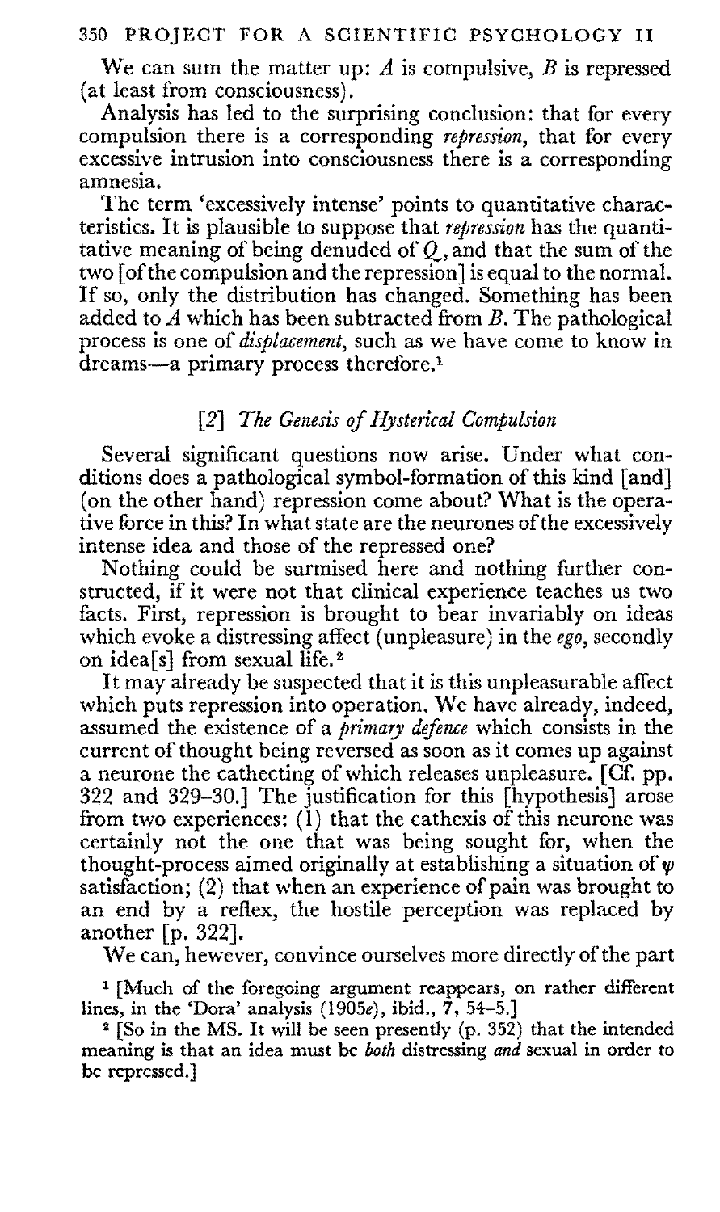We can sum the matter up: *A* is compulsive, *B* is repressed (at least from consciousness).

Analysis has led to the surprising conclusion: that for every compulsion there is a corresponding *repression*, that for every excessive intrusion into consciousness there is a corresponding amnesia.

The term 'excessively intense' points to quantitative characteristics. It is plausible to suppose that *repression* has the quantitative meaning of being denuded of $Q$, and that the sum of the two [of the compulsion and the repression] is equal to the normal. If so, only the distribution has changed. Something has been added to *A* which has been subtracted from *B*. The pathological process is one of *displacement*, such as we have come to know in dreams—a primary process therefore.[1]

## [2] *The Genesis of Hysterical Compulsion*

Several significant questions now arise. Under what conditions does a pathological symbol-formation of this kind [and] (on the other hand) repression come about? What is the operative force in this? In what state are the neurones of the excessively intense idea and those of the repressed one?

Nothing could be surmised here and nothing further constructed, if it were not that clinical experience teaches us two facts. First, repression is brought to bear invariably on ideas which evoke a distressing affect (unpleasure) in the *ego*, secondly on idea[s] from sexual life.[2]

It may already be suspected that it is this unpleasurable affect which puts repression into operation. We have already, indeed, assumed the existence of a *primary defence* which consists in the current of thought being reversed as soon as it comes up against a neurone the cathecting of which releases unpleasure. [Cf. pp. 322 and 329–30.] The justification for this [hypothesis] arose from two experiences: (1) that the cathexis of this neurone was certainly not the one that was being sought for, when the thought-process aimed originally at establishing a situation of $\psi$ satisfaction; (2) that when an experience of pain was brought to an end by a reflex, the hostile perception was replaced by another [p. 322].

We can, hewever, convince ourselves more directly of the part

[1] [Much of the foregoing argument reappears, on rather different lines, in the 'Dora' analysis (1905*e*), ibid., 7, 54–5.]

[2] [So in the MS. It will be seen presently (p. 352) that the intended meaning is that an idea must be *both* distressing *and* sexual in order to be repressed.]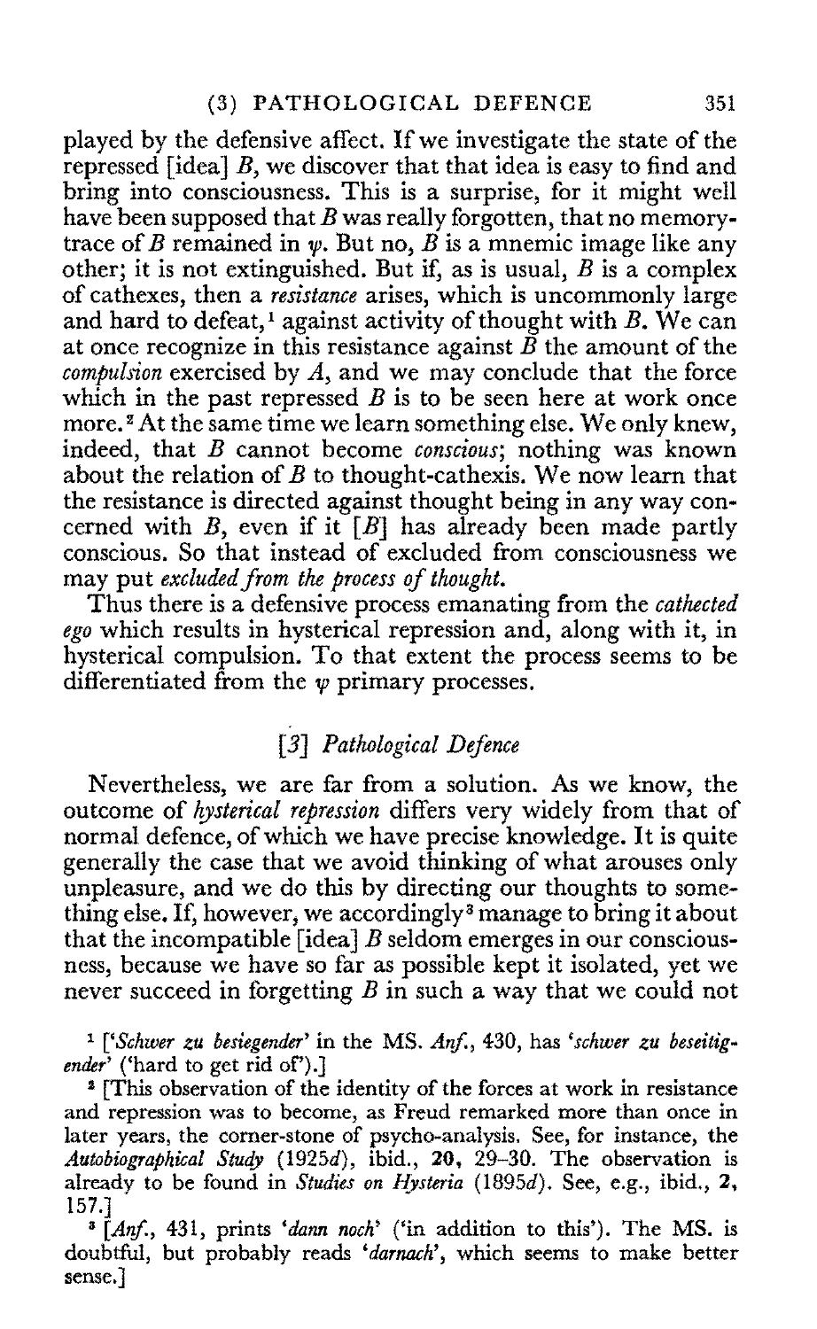played by the defensive affect. If we investigate the state of the repressed [idea] *B*, we discover that that idea is easy to find and bring into consciousness. This is a surprise, for it might well have been supposed that *B* was really forgotten, that no memory-trace of *B* remained in $\psi$. But no, *B* is a mnemic image like any other; it is not extinguished. But if, as is usual, *B* is a complex of cathexes, then a *resistance* arises, which is uncommonly large and hard to defeat,[1] against activity of thought with *B*. We can at once recognize in this resistance against *B* the amount of the *compulsion* exercised by *A*, and we may conclude that the force which in the past repressed *B* is to be seen here at work once more.[2] At the same time we learn something else. We only knew, indeed, that *B* cannot become *conscious*; nothing was known about the relation of *B* to thought-cathexis. We now learn that the resistance is directed against thought being in any way concerned with *B*, even if it [*B*] has already been made partly conscious. So that instead of excluded from consciousness we may put *excluded from the process of thought*.

Thus there is a defensive process emanating from the *cathected ego* which results in hysterical repression and, along with it, in hysterical compulsion. To that extent the process seems to be differentiated from the $\psi$ primary processes.

## [3] *Pathological Defence*

Nevertheless, we are far from a solution. As we know, the outcome of *hysterical repression* differs very widely from that of normal defence, of which we have precise knowledge. It is quite generally the case that we avoid thinking of what arouses only unpleasure, and we do this by directing our thoughts to something else. If, however, we accordingly[3] manage to bring it about that the incompatible [idea] *B* seldom emerges in our consciousness, because we have so far as possible kept it isolated, yet we never succeed in forgetting *B* in such a way that we could not

---

[1] ['*Schwer zu besiegender*' in the MS. *Anf.*, 430, has '*schwer zu beseitigender*' ('hard to get rid of').]

[2] [This observation of the identity of the forces at work in resistance and repression was to become, as Freud remarked more than once in later years, the corner-stone of psycho-analysis. See, for instance, the *Autobiographical Study* (1925*d*), ibid., **20**, 29–30. The observation is already to be found in *Studies on Hysteria* (1895*d*). See, e.g., ibid., **2**, 157.]

[3] [*Anf.*, 431, prints '*dann noch*' ('in addition to this'). The MS. is doubtful, but probably reads '*darnach*', which seems to make better sense.]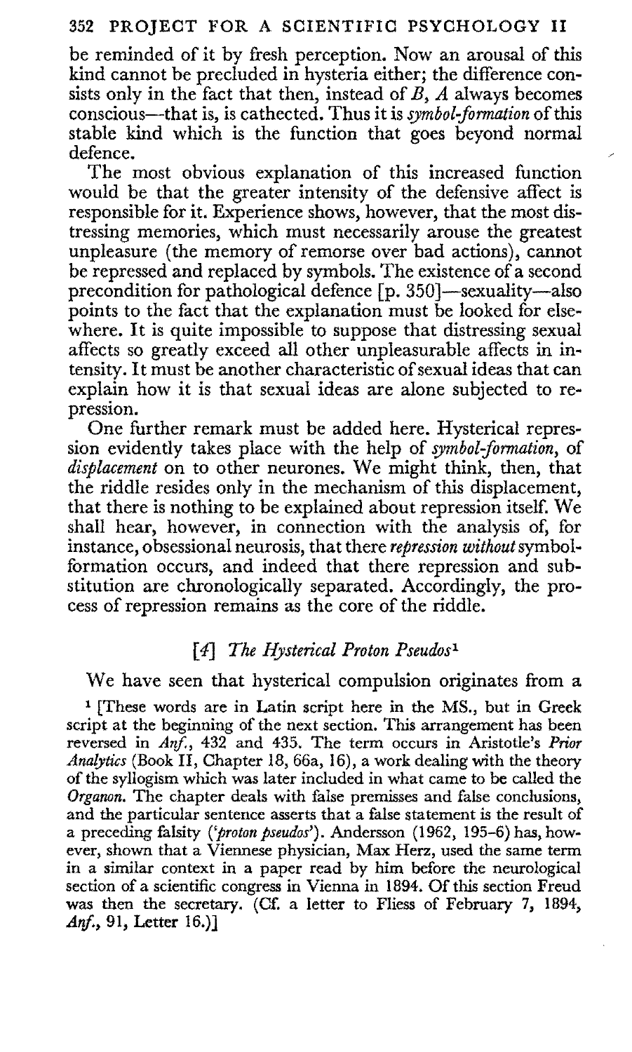be reminded of it by fresh perception. Now an arousal of this kind cannot be precluded in hysteria either; the difference consists only in the fact that then, instead of *B*, *A* always becomes conscious—that is, is cathected. Thus it is *symbol-formation* of this stable kind which is the function that goes beyond normal defence.

The most obvious explanation of this increased function would be that the greater intensity of the defensive affect is responsible for it. Experience shows, however, that the most distressing memories, which must necessarily arouse the greatest unpleasure (the memory of remorse over bad actions), cannot be repressed and replaced by symbols. The existence of a second precondition for pathological defence [p. 350]—sexuality—also points to the fact that the explanation must be looked for elsewhere. It is quite impossible to suppose that distressing sexual affects so greatly exceed all other unpleasurable affects in intensity. It must be another characteristic of sexual ideas that can explain how it is that sexual ideas are alone subjected to repression.

One further remark must be added here. Hysterical repression evidently takes place with the help of *symbol-formation*, of *displacement* on to other neurones. We might think, then, that the riddle resides only in the mechanism of this displacement, that there is nothing to be explained about repression itself. We shall hear, however, in connection with the analysis of, for instance, obsessional neurosis, that there *repression without* symbol-formation occurs, and indeed that there repression and substitution are chronologically separated. Accordingly, the process of repression remains as the core of the riddle.

## [4] *The Hysterical Proton Pseudos*[1]

We have seen that hysterical compulsion originates from a

[1] [These words are in Latin script here in the MS., but in Greek script at the beginning of the next section. This arrangement has been reversed in *Anf.*, 432 and 435. The term occurs in Aristotle's *Prior Analytics* (Book II, Chapter 18, 66a, 16), a work dealing with the theory of the syllogism which was later included in what came to be called the *Organon*. The chapter deals with false premisses and false conclusions, and the particular sentence asserts that a false statement is the result of a preceding falsity (*'proton pseudos'*). Andersson (1962, 195–6) has, however, shown that a Viennese physician, Max Herz, used the same term in a similar context in a paper read by him before the neurological section of a scientific congress in Vienna in 1894. Of this section Freud was then the secretary. (Cf. a letter to Fliess of February 7, 1894, *Anf.*, 91, Letter 16.)]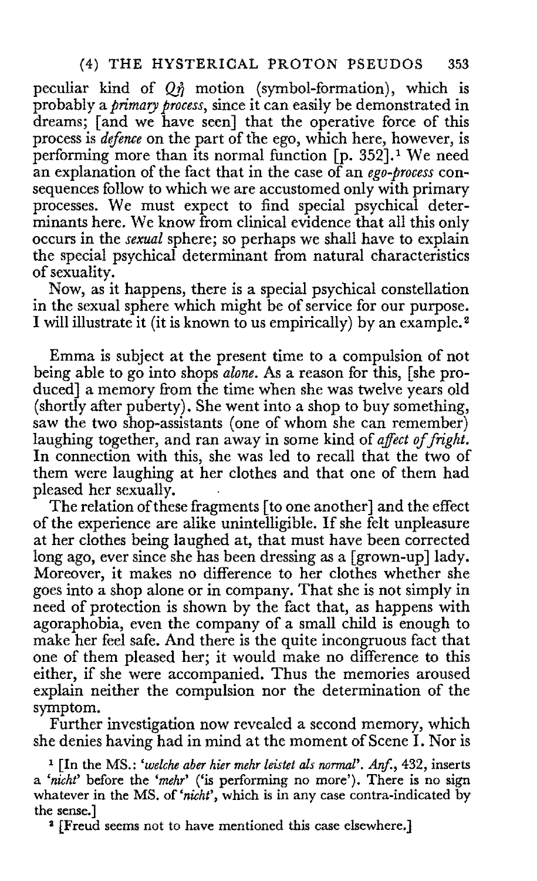peculiar kind of $Q\eta$ motion (symbol-formation), which is probably a *primary process*, since it can easily be demonstrated in dreams; [and we have seen] that the operative force of this process is *defence* on the part of the ego, which here, however, is performing more than its normal function [p. 352].[1] We need an explanation of the fact that in the case of an *ego-process* consequences follow to which we are accustomed only with primary processes. We must expect to find special psychical determinants here. We know from clinical evidence that all this only occurs in the *sexual* sphere; so perhaps we shall have to explain the special psychical determinant from natural characteristics of sexuality.

Now, as it happens, there is a special psychical constellation in the sexual sphere which might be of service for our purpose. I will illustrate it (it is known to us empirically) by an example.[2]

Emma is subject at the present time to a compulsion of not being able to go into shops *alone*. As a reason for this, [she produced] a memory from the time when she was twelve years old (shortly after puberty). She went into a shop to buy something, saw the two shop-assistants (one of whom she can remember) laughing together, and ran away in some kind of *affect of fright*. In connection with this, she was led to recall that the two of them were laughing at her clothes and that one of them had pleased her sexually.

The relation of these fragments [to one another] and the effect of the experience are alike unintelligible. If she felt unpleasure at her clothes being laughed at, that must have been corrected long ago, ever since she has been dressing as a [grown-up] lady. Moreover, it makes no difference to her clothes whether she goes into a shop alone or in company. That she is not simply in need of protection is shown by the fact that, as happens with agoraphobia, even the company of a small child is enough to make her feel safe. And there is the quite incongruous fact that one of them pleased her; it would make no difference to this either, if she were accompanied. Thus the memories aroused explain neither the compulsion nor the determination of the symptom.

Further investigation now revealed a second memory, which she denies having had in mind at the moment of Scene I. Nor is

[1] [In the MS.: *'welche aber hier mehr leistet als normal'*. *Anf.*, 432, inserts a *'nicht'* before the *'mehr'* ('is performing no more'). There is no sign whatever in the MS. of *'nicht'*, which is in any case contra-indicated by the sense.]

[2] [Freud seems not to have mentioned this case elsewhere.]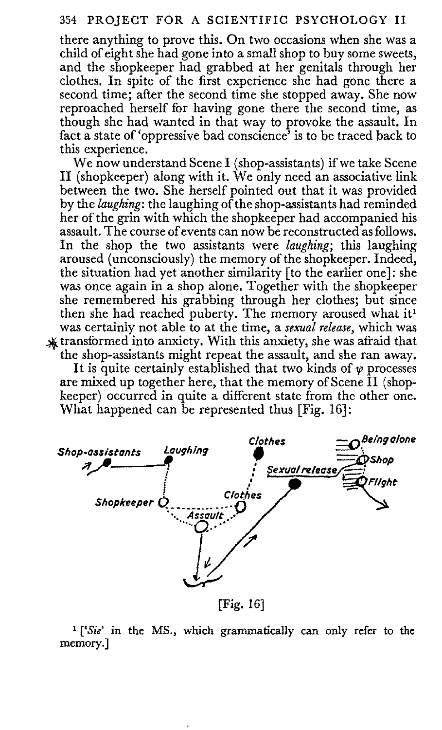there anything to prove this. On two occasions when she was a child of eight she had gone into a small shop to buy some sweets, and the shopkeeper had grabbed at her genitals through her clothes. In spite of the first experience she had gone there a second time; after the second time she stopped away. She now reproached herself for having gone there the second time, as though she had wanted in that way to provoke the assault. In fact a state of 'oppressive bad conscience' is to be traced back to this experience.

We now understand Scene I (shop-assistants) if we take Scene II (shopkeeper) along with it. We only need an associative link between the two. She herself pointed out that it was provided by the *laughing*: the laughing of the shop-assistants had reminded her of the grin with which the shopkeeper had accompanied his assault. The course of events can now be reconstructed as follows. In the shop the two assistants were *laughing*; this laughing aroused (unconsciously) the memory of the shopkeeper. Indeed, the situation had yet another similarity [to the earlier one]: she was once again in a shop alone. Together with the shopkeeper she remembered his grabbing through her clothes; but since then she had reached puberty. The memory aroused what it[1] was certainly not able to at the time, a *sexual release*, which was transformed into anxiety. With this anxiety, she was afraid that the shop-assistants might repeat the assault, and she ran away.

It is quite certainly established that two kinds of $\psi$ processes are mixed up together here, that the memory of Scene II (shopkeeper) occurred in quite a different state from the other one. What happened can be represented thus [Fig. 16]:

Shop-assistants
Laughing
Clothes
Being alone
Shop
Sexual release
Flight
Shopkeeper
Clothes
Assault

[Fig. 16]

[1] ['*Sie*' in the MS., which grammatically can only refer to the memory.]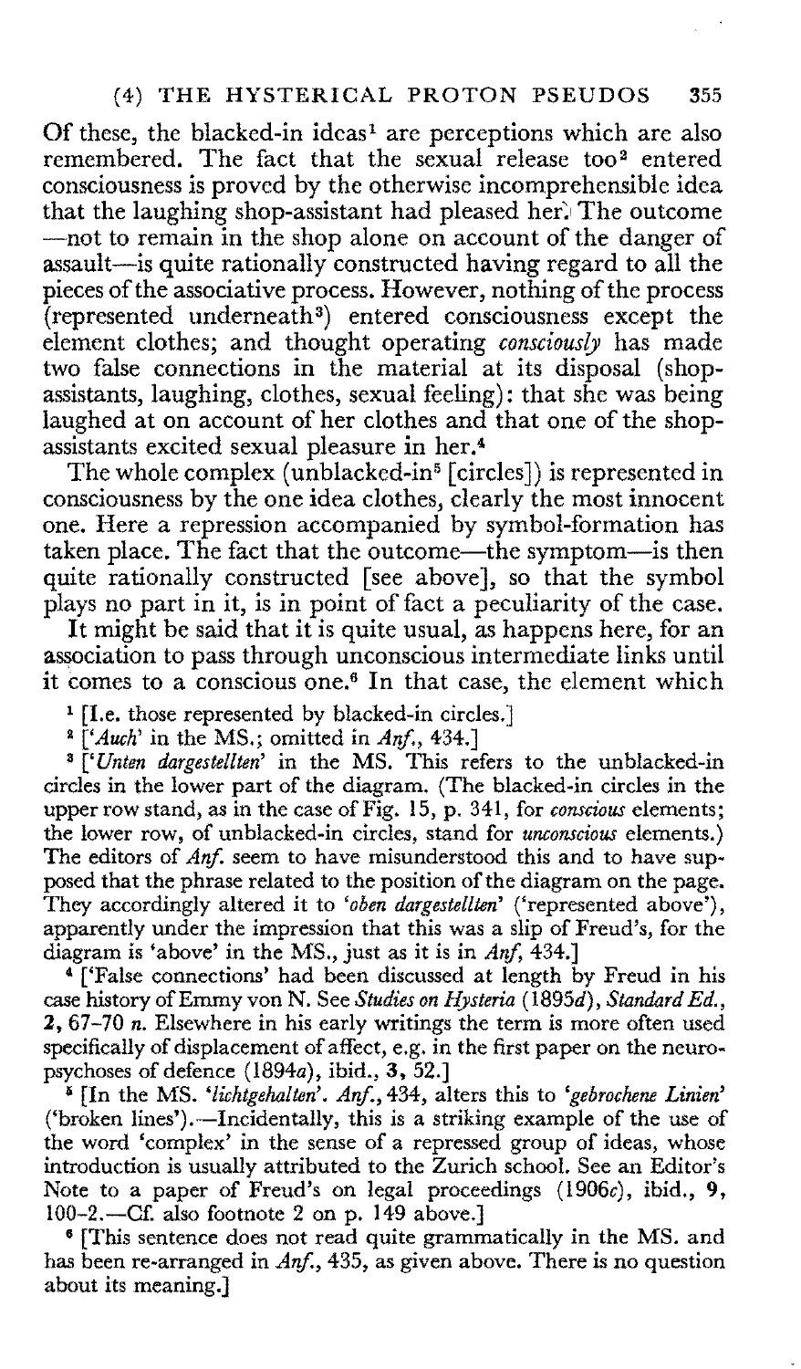Of these, the blacked-in ideas[1] are perceptions which are also remembered. The fact that the sexual release too[2] entered consciousness is proved by the otherwise incomprehensible idea that the laughing shop-assistant had pleased her. The outcome—not to remain in the shop alone on account of the danger of assault—is quite rationally constructed having regard to all the pieces of the associative process. However, nothing of the process (represented underneath[3]) entered consciousness except the element clothes; and thought operating *consciously* has made two false connections in the material at its disposal (shop-assistants, laughing, clothes, sexual feeling): that she was being laughed at on account of her clothes and that one of the shop-assistants excited sexual pleasure in her.[4]

The whole complex (unblacked-in[5] [circles]) is represented in consciousness by the one idea clothes, clearly the most innocent one. Here a repression accompanied by symbol-formation has taken place. The fact that the outcome—the symptom—is then quite rationally constructed [see above], so that the symbol plays no part in it, is in point of fact a peculiarity of the case.

It might be said that it is quite usual, as happens here, for an association to pass through unconscious intermediate links until it comes to a conscious one.[6] In that case, the element which

[1] [I.e. those represented by blacked-in circles.]

[2] ['*Auch*' in the MS.; omitted in *Anf.*, 434.]

[3] ['*Unten dargestellten*' in the MS. This refers to the unblacked-in circles in the lower part of the diagram. (The blacked-in circles in the upper row stand, as in the case of Fig. 15, p. 341, for *conscious* elements; the lower row, of unblacked-in circles, stand for *unconscious* elements.) The editors of *Anf.* seem to have misunderstood this and to have supposed that the phrase related to the position of the diagram on the page. They accordingly altered it to '*oben dargestellten*' ('represented above'), apparently under the impression that this was a slip of Freud's, for the diagram is 'above' in the MS., just as it is in *Anf*, 434.]

[4] ['False connections' had been discussed at length by Freud in his case history of Emmy von N. See *Studies on Hysteria* (1895*d*), *Standard Ed.*, **2**, 67–70 *n*. Elsewhere in his early writings the term is more often used specifically of displacement of affect, e.g. in the first paper on the neuro-psychoses of defence (1894*a*), ibid., **3**, 52.]

[5] [In the MS. '*lichtgehalten*'. *Anf.*, 434, alters this to '*gebrochene Linien*' ('broken lines').—Incidentally, this is a striking example of the use of the word 'complex' in the sense of a repressed group of ideas, whose introduction is usually attributed to the Zurich school. See an Editor's Note to a paper of Freud's on legal proceedings (1906*c*), ibid., **9**, 100–2.—Cf. also footnote 2 on p. 149 above.]

[6] [This sentence does not read quite grammatically in the MS. and has been re-arranged in *Anf.*, 435, as given above. There is no question about its meaning.]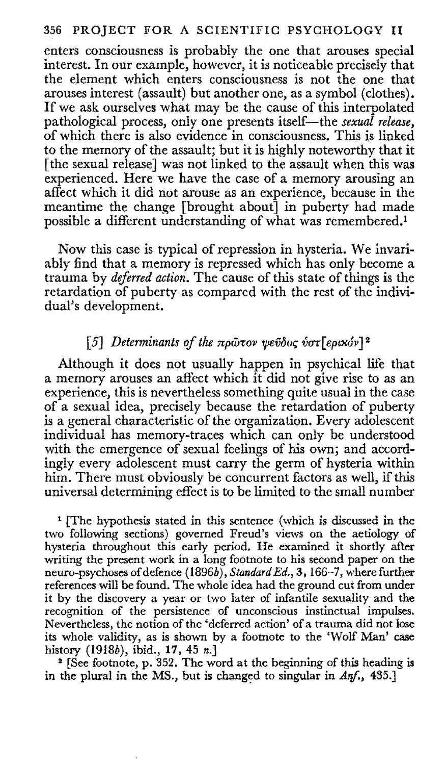enters consciousness is probably the one that arouses special interest. In our example, however, it is noticeable precisely that the element which enters consciousness is not the one that arouses interest (assault) but another one, as a symbol (clothes). If we ask ourselves what may be the cause of this interpolated pathological process, only one presents itself—the *sexual release*, of which there is also evidence in consciousness. This is linked to the memory of the assault; but it is highly noteworthy that it [the sexual release] was not linked to the assault when this was experienced. Here we have the case of a memory arousing an affect which it did not arouse as an experience, because in the meantime the change [brought about] in puberty had made possible a different understanding of what was remembered.[1]

Now this case is typical of repression in hysteria. We invariably find that a memory is repressed which has only become a trauma by *deferred action*. The cause of this state of things is the retardation of puberty as compared with the rest of the individual's development.

### [5] *Determinants of the πρῶτον ψεῦδος ὑστ[ερικόν]*[2]

Although it does not usually happen in psychical life that a memory arouses an affect which it did not give rise to as an experience, this is nevertheless something quite usual in the case of a sexual idea, precisely because the retardation of puberty is a general characteristic of the organization. Every adolescent individual has memory-traces which can only be understood with the emergence of sexual feelings of his own; and accordingly every adolescent must carry the germ of hysteria within him. There must obviously be concurrent factors as well, if this universal determining effect is to be limited to the small number

[1] [The hypothesis stated in this sentence (which is discussed in the two following sections) governed Freud's views on the aetiology of hysteria throughout this early period. He examined it shortly after writing the present work in a long footnote to his second paper on the neuro-psychoses of defence (1896*b*), *Standard Ed.*, **3**, 166–7, where further references will be found. The whole idea had the ground cut from under it by the discovery a year or two later of infantile sexuality and the recognition of the persistence of unconscious instinctual impulses. Nevertheless, the notion of the 'deferred action' of a trauma did not lose its whole validity, as is shown by a footnote to the 'Wolf Man' case history (1918*b*), ibid., **17**, 45 *n.*]

[2] [See footnote, p. 352. The word at the beginning of this heading is in the plural in the MS., but is changed to singular in *Anf.*, 435.]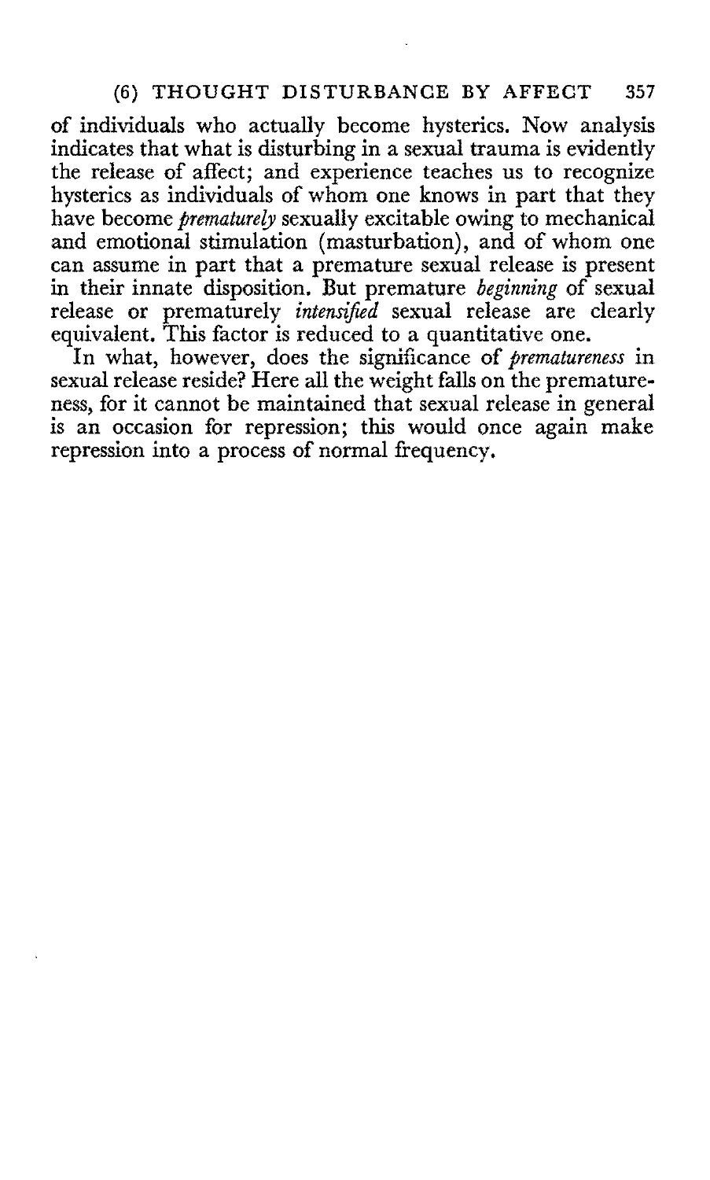of individuals who actually become hysterics. Now analysis indicates that what is disturbing in a sexual trauma is evidently the release of affect; and experience teaches us to recognize hysterics as individuals of whom one knows in part that they have become *prematurely* sexually excitable owing to mechanical and emotional stimulation (masturbation), and of whom one can assume in part that a premature sexual release is present in their innate disposition. But premature *beginning* of sexual release or prematurely *intensified* sexual release are clearly equivalent. This factor is reduced to a quantitative one.

In what, however, does the significance of *prematureness* in sexual release reside? Here all the weight falls on the prematureness, for it cannot be maintained that sexual release in general is an occasion for repression; this would once again make repression into a process of normal frequency.